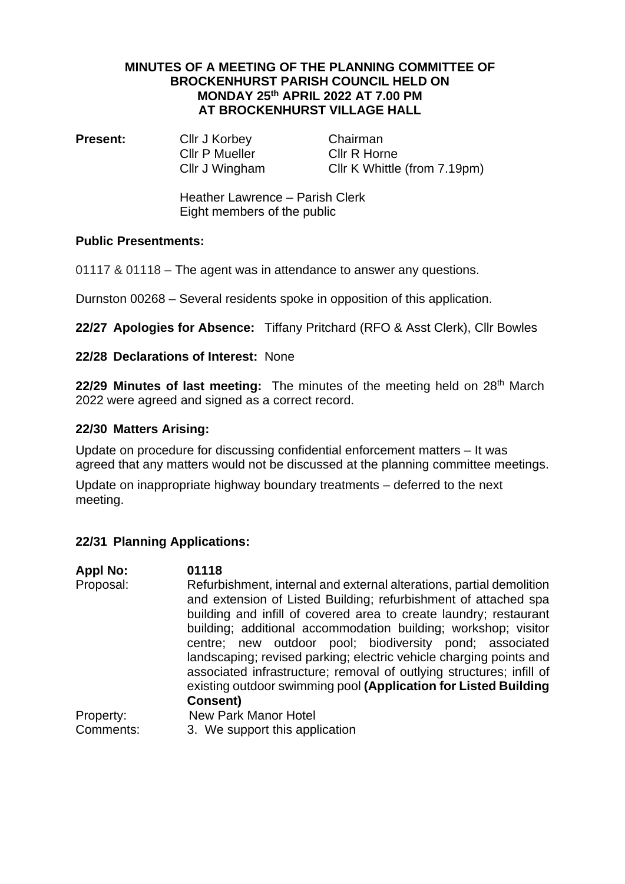# MINUTES OF A MEETING OF THE PLANNING COMMITTEE OF BROCKENHURST PARISH COUNCIL HELD ON MONDAY 25th APRIL 2022 AT 7.00 PM AT BROCKENHURST VILLAGE HALL

**Present:**

| | |
|---|---|
| Cllr J Korbey | Chairman |
| Cllr P Mueller | Cllr R Horne |
| Cllr J Wingham | Cllr K Whittle (from 7.19pm) |

Heather Lawrence – Parish Clerk
Eight members of the public

**Public Presentments:**

01117 & 01118 – The agent was in attendance to answer any questions.

Durnston 00268 – Several residents spoke in opposition of this application.

**22/27 Apologies for Absence:** Tiffany Pritchard (RFO & Asst Clerk), Cllr Bowles

**22/28 Declarations of Interest:** None

**22/29 Minutes of last meeting:** The minutes of the meeting held on 28th March 2022 were agreed and signed as a correct record.

**22/30 Matters Arising:**

Update on procedure for discussing confidential enforcement matters – It was agreed that any matters would not be discussed at the planning committee meetings.

Update on inappropriate highway boundary treatments – deferred to the next meeting.

**22/31 Planning Applications:**

**Appl No:** **01118**

Proposal: Refurbishment, internal and external alterations, partial demolition and extension of Listed Building; refurbishment of attached spa building and infill of covered area to create laundry; restaurant building; additional accommodation building; workshop; visitor centre; new outdoor pool; biodiversity pond; associated landscaping; revised parking; electric vehicle charging points and associated infrastructure; removal of outlying structures; infill of existing outdoor swimming pool **(Application for Listed Building Consent)**

Property: New Park Manor Hotel

Comments: 3. We support this application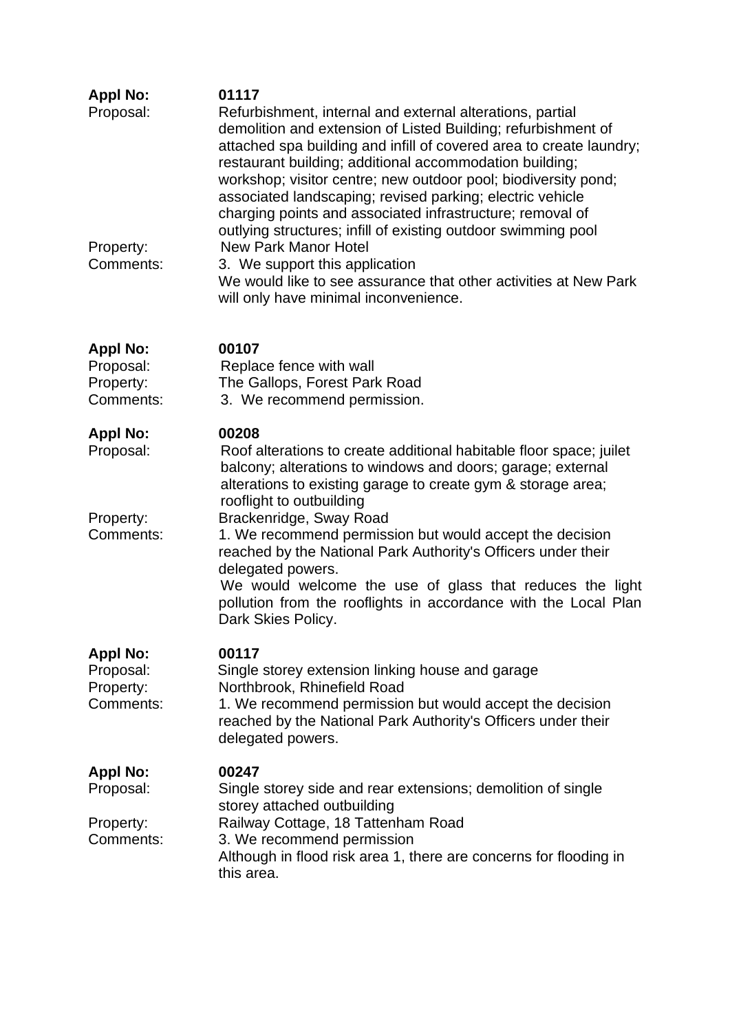**Appl No:** **01117**
Proposal: Refurbishment, internal and external alterations, partial demolition and extension of Listed Building; refurbishment of attached spa building and infill of covered area to create laundry; restaurant building; additional accommodation building; workshop; visitor centre; new outdoor pool; biodiversity pond; associated landscaping; revised parking; electric vehicle charging points and associated infrastructure; removal of outlying structures; infill of existing outdoor swimming pool
Property: New Park Manor Hotel
Comments: 3. We support this application
We would like to see assurance that other activities at New Park will only have minimal inconvenience.

**Appl No:** **00107**
Proposal: Replace fence with wall
Property: The Gallops, Forest Park Road
Comments: 3. We recommend permission.

**Appl No:** **00208**
Proposal: Roof alterations to create additional habitable floor space; juilet balcony; alterations to windows and doors; garage; external alterations to existing garage to create gym & storage area; rooflight to outbuilding
Property: Brackenridge, Sway Road
Comments: 1. We recommend permission but would accept the decision reached by the National Park Authority's Officers under their delegated powers.
We would welcome the use of glass that reduces the light pollution from the rooflights in accordance with the Local Plan Dark Skies Policy.

**Appl No:** **00117**
Proposal: Single storey extension linking house and garage
Property: Northbrook, Rhinefield Road
Comments: 1. We recommend permission but would accept the decision reached by the National Park Authority's Officers under their delegated powers.

**Appl No:** **00247**
Proposal: Single storey side and rear extensions; demolition of single storey attached outbuilding
Property: Railway Cottage, 18 Tattenham Road
Comments: 3. We recommend permission
Although in flood risk area 1, there are concerns for flooding in this area.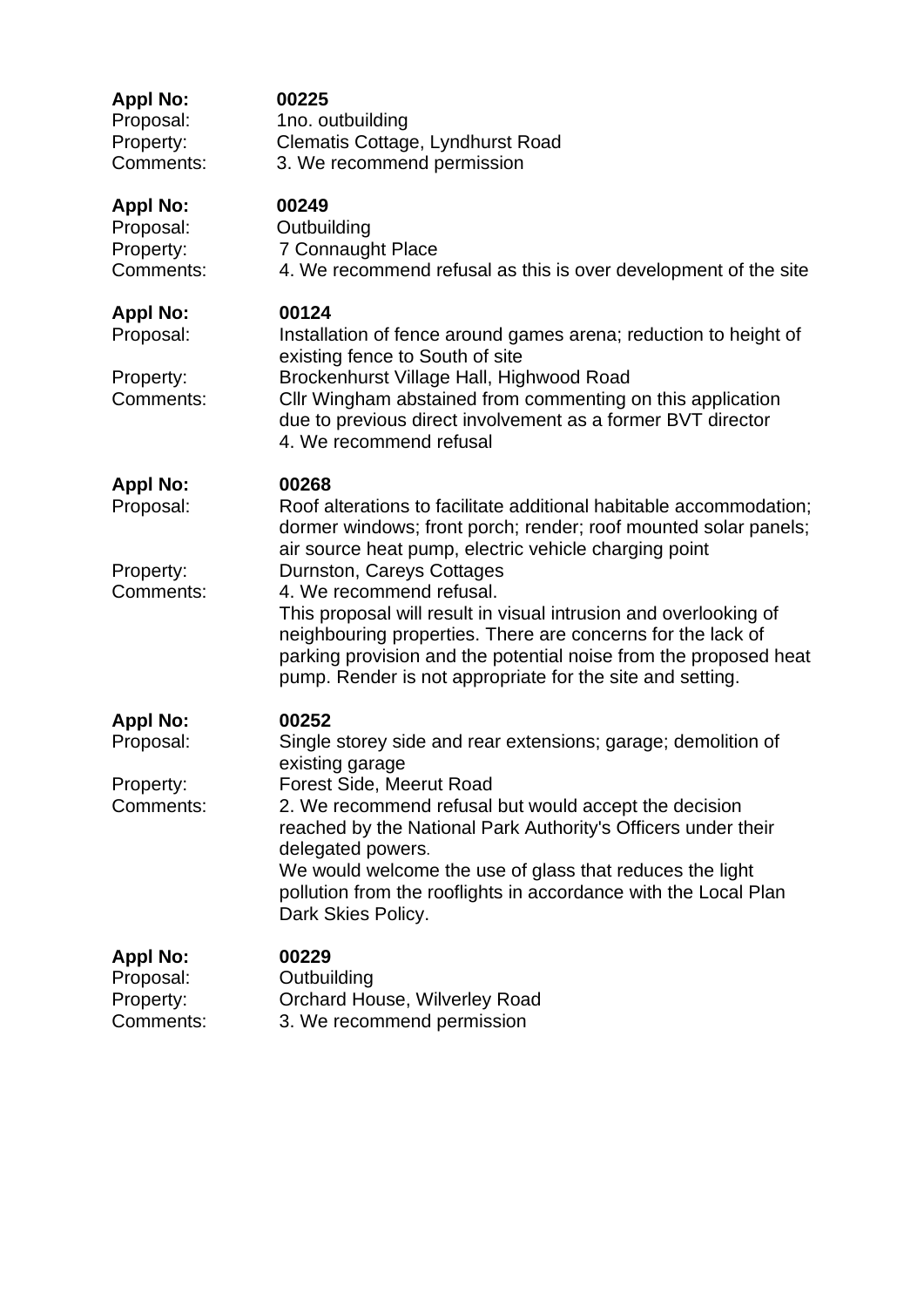**Appl No:** **00225**
Proposal: 1no. outbuilding
Property: Clematis Cottage, Lyndhurst Road
Comments: 3. We recommend permission

**Appl No:** **00249**
Proposal: Outbuilding
Property: 7 Connaught Place
Comments: 4. We recommend refusal as this is over development of the site

**Appl No:** **00124**
Proposal: Installation of fence around games arena; reduction to height of existing fence to South of site
Property: Brockenhurst Village Hall, Highwood Road
Comments: Cllr Wingham abstained from commenting on this application due to previous direct involvement as a former BVT director
4. We recommend refusal

**Appl No:** **00268**
Proposal: Roof alterations to facilitate additional habitable accommodation; dormer windows; front porch; render; roof mounted solar panels; air source heat pump, electric vehicle charging point
Property: Durnston, Careys Cottages
Comments: 4. We recommend refusal.
This proposal will result in visual intrusion and overlooking of neighbouring properties. There are concerns for the lack of parking provision and the potential noise from the proposed heat pump. Render is not appropriate for the site and setting.

**Appl No:** **00252**
Proposal: Single storey side and rear extensions; garage; demolition of existing garage
Property: Forest Side, Meerut Road
Comments: 2. We recommend refusal but would accept the decision reached by the National Park Authority's Officers under their delegated powers.
We would welcome the use of glass that reduces the light pollution from the rooflights in accordance with the Local Plan Dark Skies Policy.

**Appl No:** **00229**
Proposal: Outbuilding
Property: Orchard House, Wilverley Road
Comments: 3. We recommend permission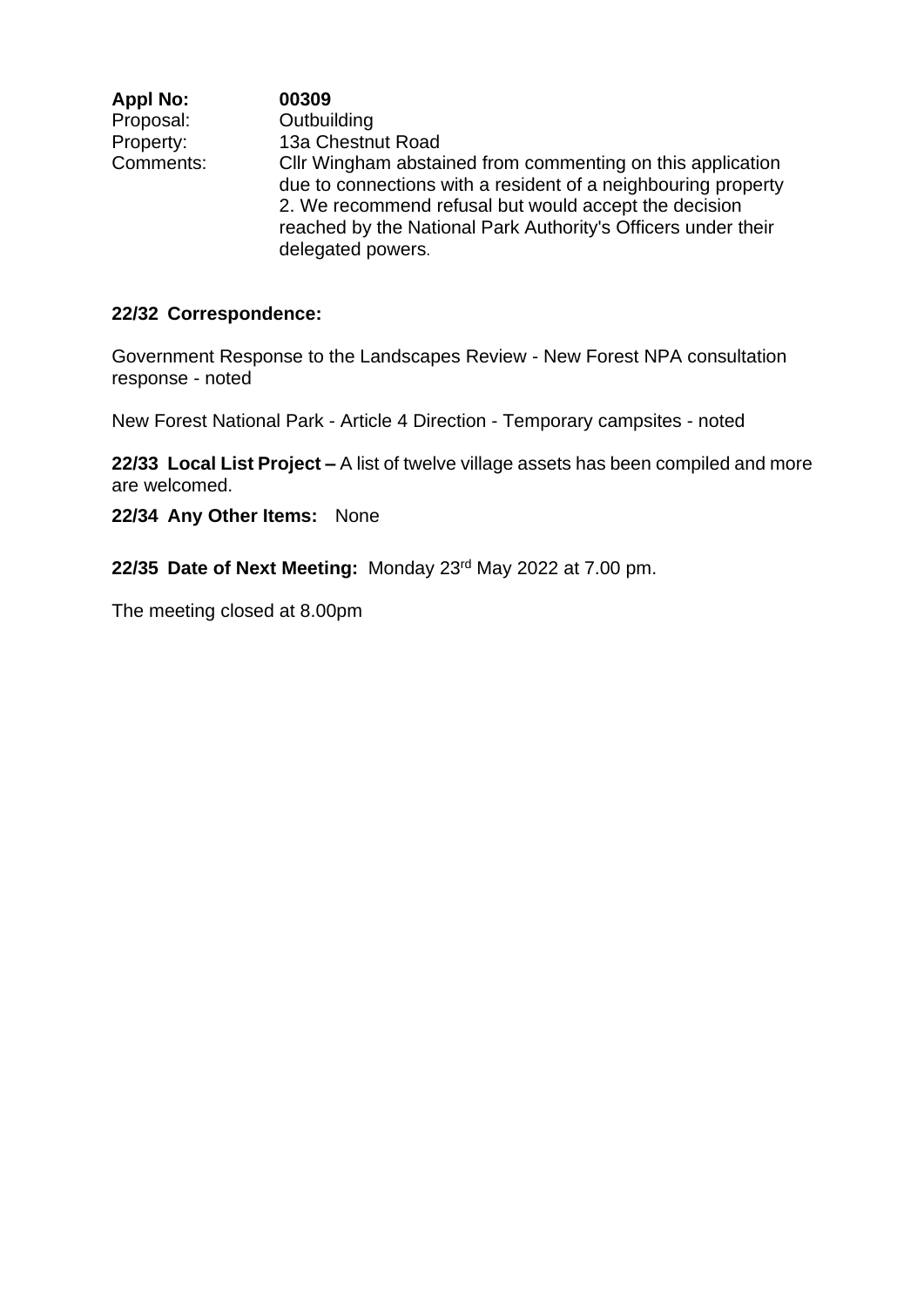| | |
|---|---|
| **Appl No:** | **00309** |
| Proposal: | Outbuilding |
| Property: | 13a Chestnut Road |
| Comments: | Cllr Wingham abstained from commenting on this application due to connections with a resident of a neighbouring property 2. We recommend refusal but would accept the decision reached by the National Park Authority's Officers under their delegated powers. |

**22/32 Correspondence:**

Government Response to the Landscapes Review - New Forest NPA consultation response - noted

New Forest National Park - Article 4 Direction - Temporary campsites - noted

**22/33 Local List Project –** A list of twelve village assets has been compiled and more are welcomed.

**22/34 Any Other Items:** None

**22/35 Date of Next Meeting:** Monday 23rd May 2022 at 7.00 pm.

The meeting closed at 8.00pm